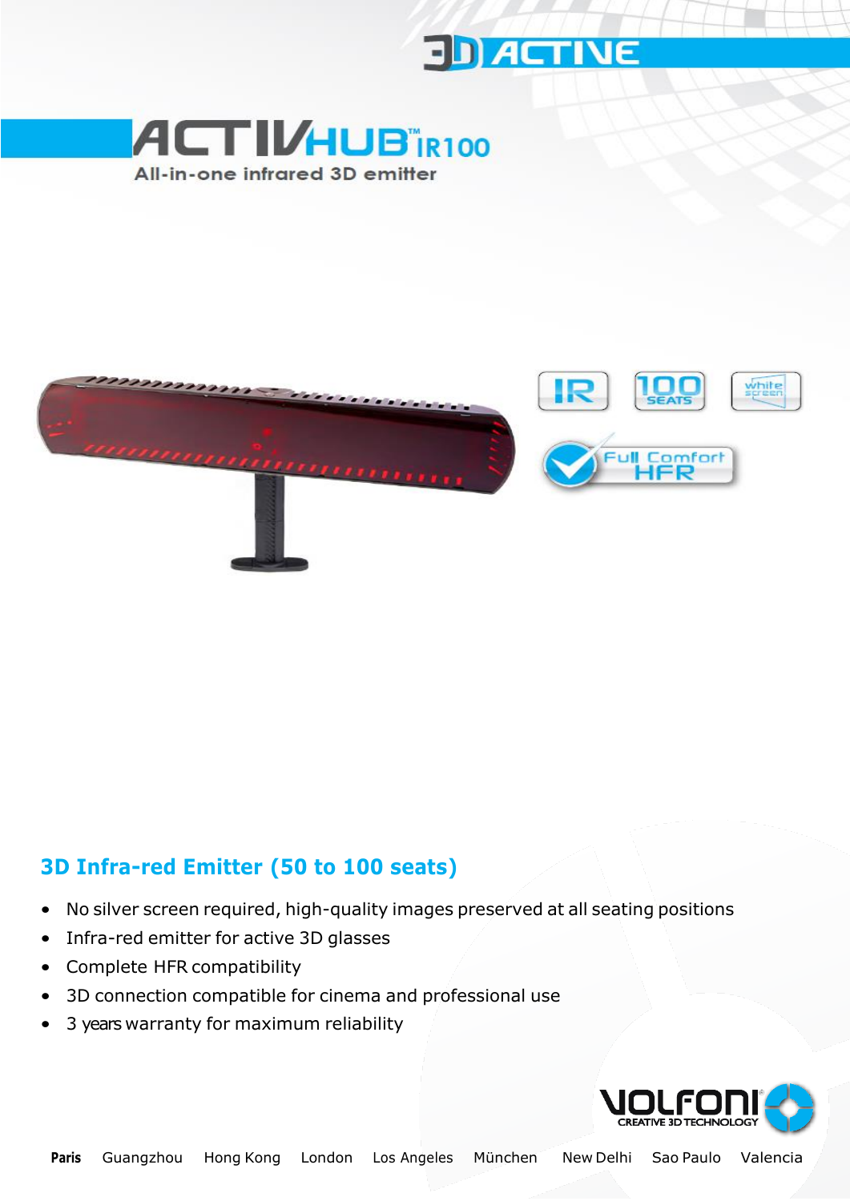3D ACTIVE

# ACTIVHUB™ IR100

All-in-one infrared 3D emitter

IR | 100 SEATS | white screen | Full Comfort HFR

## 3D Infra-red Emitter (50 to 100 seats)

- No silver screen required, high-quality images preserved at all seating positions
- Infra-red emitter for active 3D glasses
- Complete HFR compatibility
- 3D connection compatible for cinema and professional use
- 3 years warranty for maximum reliability

VOLFONI® CREATIVE 3D TECHNOLOGY

**Paris** Guangzhou Hong Kong London Los Angeles München New Delhi Sao Paulo Valencia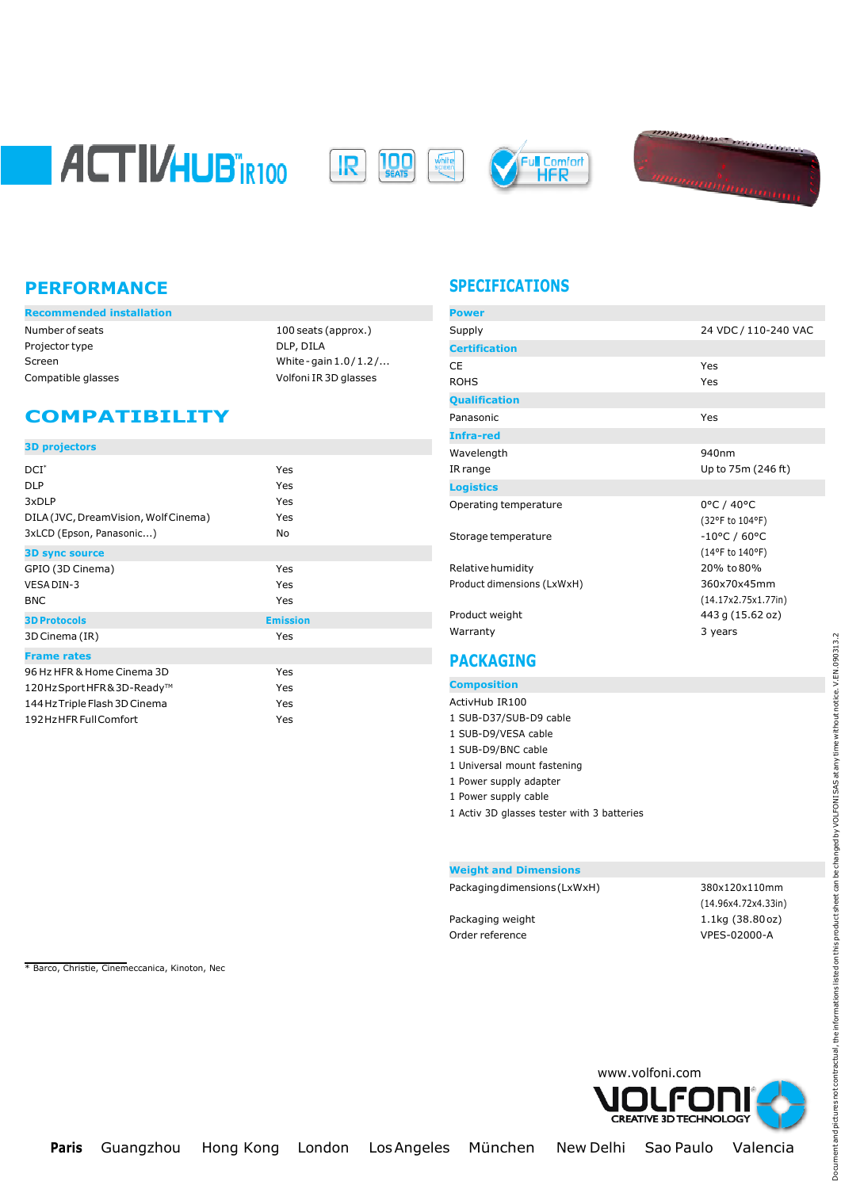# ACTIVHUB™ IR100

IR | 100 SEATS | white screen | Full Comfort HFR

## PERFORMANCE

| Recommended installation | |
|---|---|
| Number of seats | 100 seats (approx.) |
| Projector type | DLP, DILA |
| Screen | White - gain 1.0 / 1.2 /... |
| Compatible glasses | Volfoni IR 3D glasses |

## COMPATIBILITY

| 3D projectors | |
|---|---|
| DCI* | Yes |
| DLP | Yes |
| 3xDLP | Yes |
| DILA (JVC, DreamVision, Wolf Cinema) | Yes |
| 3xLCD (Epson, Panasonic...) | No |
| **3D sync source** | |
| GPIO (3D Cinema) | Yes |
| VESA DIN-3 | Yes |
| BNC | Yes |
| **3D Protocols** | **Emission** |
| 3D Cinema (IR) | Yes |
| **Frame rates** | |
| 96 Hz HFR & Home Cinema 3D | Yes |
| 120 Hz Sport HFR & 3D-Ready™ | Yes |
| 144 Hz Triple Flash 3D Cinema | Yes |
| 192 Hz HFR Full Comfort | Yes |

\* Barco, Christie, Cinemeccanica, Kinoton, Nec

## SPECIFICATIONS

| Power | |
|---|---|
| Supply | 24 VDC / 110-240 VAC |
| **Certification** | |
| CE | Yes |
| ROHS | Yes |
| **Qualification** | |
| Panasonic | Yes |
| **Infra-red** | |
| Wavelength | 940nm |
| IR range | Up to 75m (246 ft) |
| **Logistics** | |
| Operating temperature | 0°C / 40°C (32°F to 104°F) |
| Storage temperature | -10°C / 60°C (14°F to 140°F) |
| Relative humidity | 20% to 80% |
| Product dimensions (LxWxH) | 360x70x45mm (14.17x2.75x1.77in) |
| Product weight | 443 g (15.62 oz) |
| Warranty | 3 years |

## PACKAGING

**Composition**

- ActivHub IR100
- 1 SUB-D37/SUB-D9 cable
- 1 SUB-D9/VESA cable
- 1 SUB-D9/BNC cable
- 1 Universal mount fastening
- 1 Power supply adapter
- 1 Power supply cable
- 1 Activ 3D glasses tester with 3 batteries

| Weight and Dimensions | |
|---|---|
| Packaging dimensions (LxWxH) | 380x120x110mm (14.96x4.72x4.33in) |
| Packaging weight | 1.1kg (38.80 oz) |
| Order reference | VPES-02000-A |

www.volfoni.com

VOLFONI® CREATIVE 3D TECHNOLOGY

**Paris** Guangzhou Hong Kong London Los Angeles München New Delhi Sao Paulo Valencia

Document and pictures not contractual, the informations listed on this product sheet can be changed by VOLFONI SAS at any time without notice. V.EN.090313.2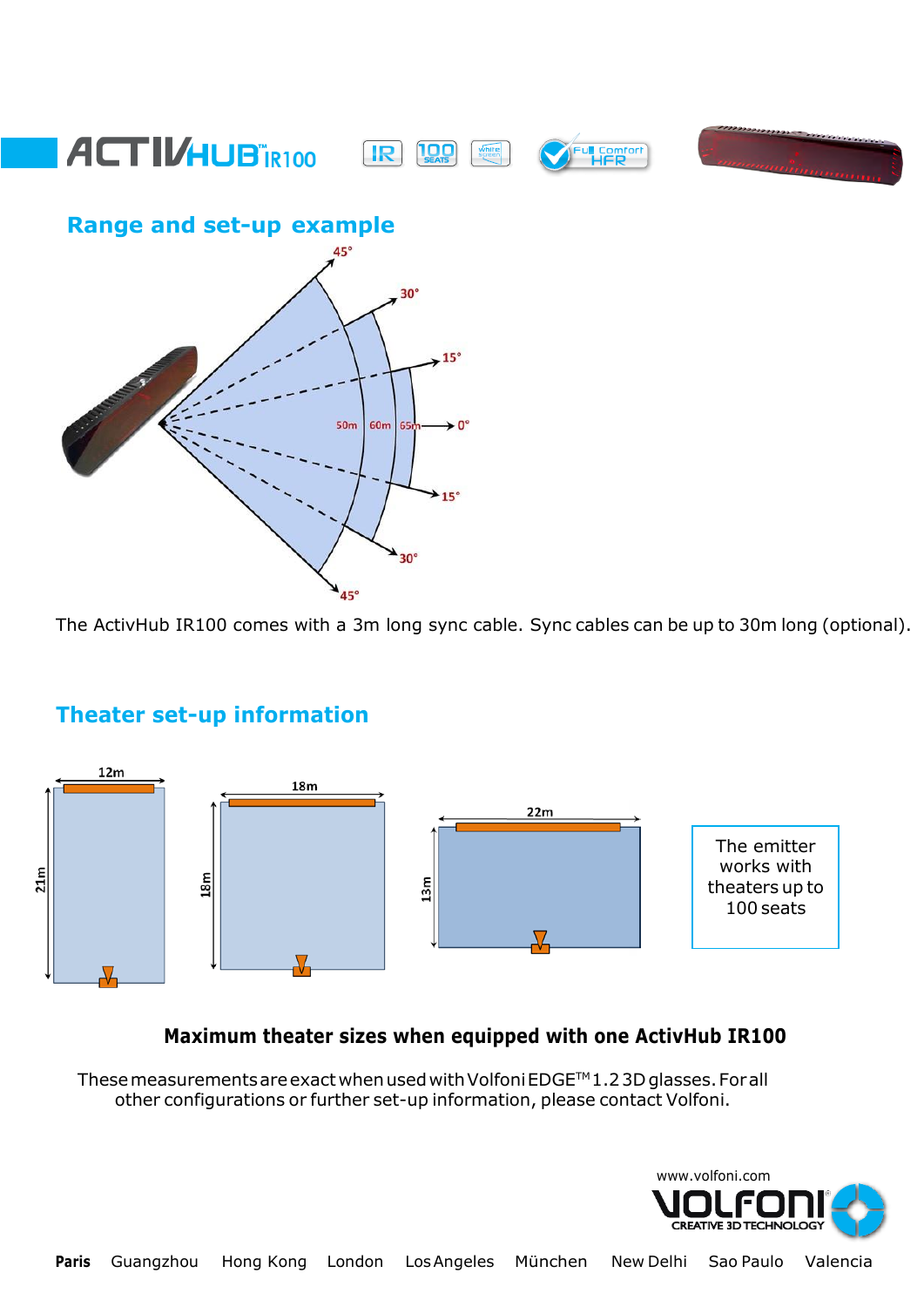ACTIVHUB™ IR100

IR | 100 SEATS | White Screen | Full Comfort HFR

## Range and set-up example

45°
30°
15°
50m 60m 65m
0°
15°
30°
45°

The ActivHub IR100 comes with a 3m long sync cable. Sync cables can be up to 30m long (optional).

## Theater set-up information

12m
21m
18m
18m
22m
13m

The emitter works with theaters up to 100 seats

**Maximum theater sizes when equipped with one ActivHub IR100**

These measurements are exact when used with Volfoni EDGE™ 1.2 3D glasses. For all other configurations or further set-up information, please contact Volfoni.

www.volfoni.com

VOLFONI CREATIVE 3D TECHNOLOGY

**Paris** Guangzhou Hong Kong London Los Angeles München New Delhi Sao Paulo Valencia